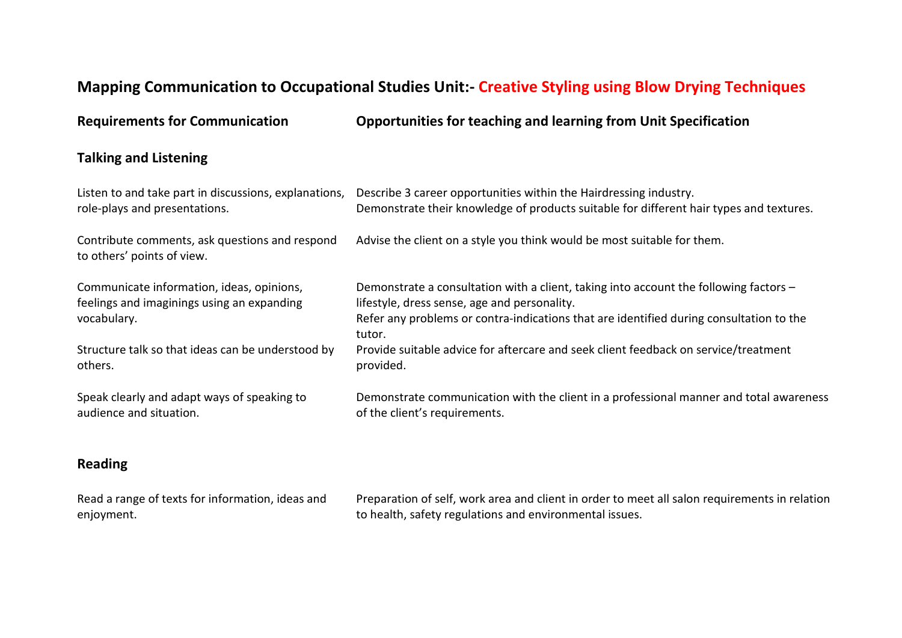# Mapping Communication to Occupational Studies Unit:- Creative Styling using Blow Drying Techniques

| Requirements for Communication | Opportunities for teaching and learning from Unit Specification |
|---|---|
| **Talking and Listening** | |
| Listen to and take part in discussions, explanations, role-plays and presentations. | Describe 3 career opportunities within the Hairdressing industry.<br>Demonstrate their knowledge of products suitable for different hair types and textures. |
| Contribute comments, ask questions and respond to others' points of view. | Advise the client on a style you think would be most suitable for them. |
| Communicate information, ideas, opinions, feelings and imaginings using an expanding vocabulary. | Demonstrate a consultation with a client, taking into account the following factors – lifestyle, dress sense, age and personality.<br>Refer any problems or contra-indications that are identified during consultation to the tutor. |
| Structure talk so that ideas can be understood by others. | Provide suitable advice for aftercare and seek client feedback on service/treatment provided. |
| Speak clearly and adapt ways of speaking to audience and situation. | Demonstrate communication with the client in a professional manner and total awareness of the client's requirements. |
| **Reading** | |
| Read a range of texts for information, ideas and enjoyment. | Preparation of self, work area and client in order to meet all salon requirements in relation to health, safety regulations and environmental issues. |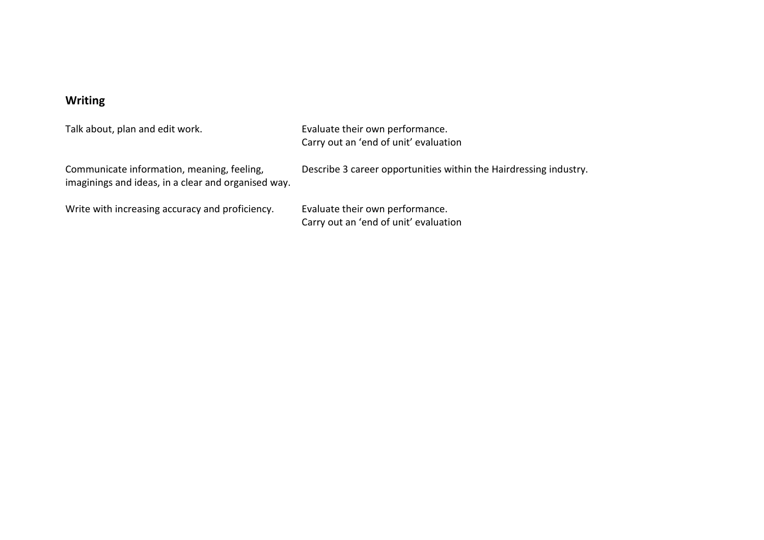## Writing

| | |
|---|---|
| Talk about, plan and edit work. | Evaluate their own performance.<br>Carry out an 'end of unit' evaluation |
| Communicate information, meaning, feeling, imaginings and ideas, in a clear and organised way. | Describe 3 career opportunities within the Hairdressing industry. |
| Write with increasing accuracy and proficiency. | Evaluate their own performance.<br>Carry out an 'end of unit' evaluation |